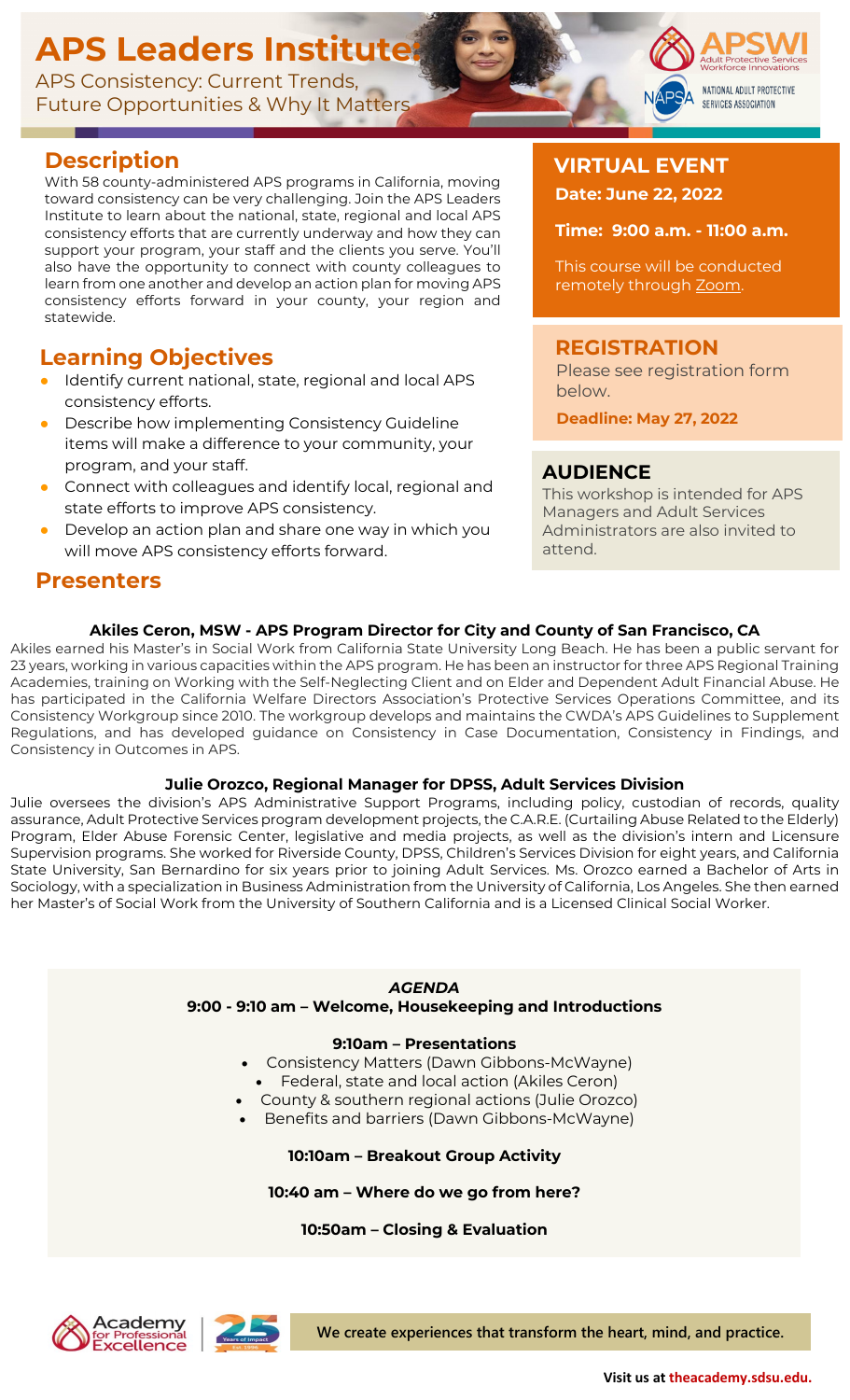# APS Leaders Institute:

APS Consistency: Current Trends, Future Opportunities & Why It Matters

APSWI Adult Protective Services Workforce Innovations

NAPSA NATIONAL ADULT PROTECTIVE SERVICES ASSOCIATION

## Description

With 58 county-administered APS programs in California, moving toward consistency can be very challenging. Join the APS Leaders Institute to learn about the national, state, regional and local APS consistency efforts that are currently underway and how they can support your program, your staff and the clients you serve. You'll also have the opportunity to connect with county colleagues to learn from one another and develop an action plan for moving APS consistency efforts forward in your county, your region and statewide.

## Learning Objectives

- Identify current national, state, regional and local APS consistency efforts.
- Describe how implementing Consistency Guideline items will make a difference to your community, your program, and your staff.
- Connect with colleagues and identify local, regional and state efforts to improve APS consistency.
- Develop an action plan and share one way in which you will move APS consistency efforts forward.

## VIRTUAL EVENT

**Date: June 22, 2022**

**Time: 9:00 a.m. - 11:00 a.m.**

This course will be conducted remotely through Zoom.

## REGISTRATION

Please see registration form below.

**Deadline: May 27, 2022**

## AUDIENCE

This workshop is intended for APS Managers and Adult Services Administrators are also invited to attend.

## Presenters

**Akiles Ceron, MSW - APS Program Director for City and County of San Francisco, CA**

Akiles earned his Master's in Social Work from California State University Long Beach. He has been a public servant for 23 years, working in various capacities within the APS program. He has been an instructor for three APS Regional Training Academies, training on Working with the Self-Neglecting Client and on Elder and Dependent Adult Financial Abuse. He has participated in the California Welfare Directors Association's Protective Services Operations Committee, and its Consistency Workgroup since 2010. The workgroup develops and maintains the CWDA's APS Guidelines to Supplement Regulations, and has developed guidance on Consistency in Case Documentation, Consistency in Findings, and Consistency in Outcomes in APS.

**Julie Orozco, Regional Manager for DPSS, Adult Services Division**

Julie oversees the division's APS Administrative Support Programs, including policy, custodian of records, quality assurance, Adult Protective Services program development projects, the C.A.R.E. (Curtailing Abuse Related to the Elderly) Program, Elder Abuse Forensic Center, legislative and media projects, as well as the division's intern and Licensure Supervision programs. She worked for Riverside County, DPSS, Children's Services Division for eight years, and California State University, San Bernardino for six years prior to joining Adult Services. Ms. Orozco earned a Bachelor of Arts in Sociology, with a specialization in Business Administration from the University of California, Los Angeles. She then earned her Master's of Social Work from the University of Southern California and is a Licensed Clinical Social Worker.

***AGENDA***

**9:00 - 9:10 am – Welcome, Housekeeping and Introductions**

**9:10am – Presentations**

- Consistency Matters (Dawn Gibbons-McWayne)
- Federal, state and local action (Akiles Ceron)
- County & southern regional actions (Julie Orozco)
- Benefits and barriers (Dawn Gibbons-McWayne)

**10:10am – Breakout Group Activity**

**10:40 am – Where do we go from here?**

**10:50am – Closing & Evaluation**

Academy for Professional Excellence | 25 Years of Impact Est. 1996

**We create experiences that transform the heart, mind, and practice.**

**Visit us at theacademy.sdsu.edu.**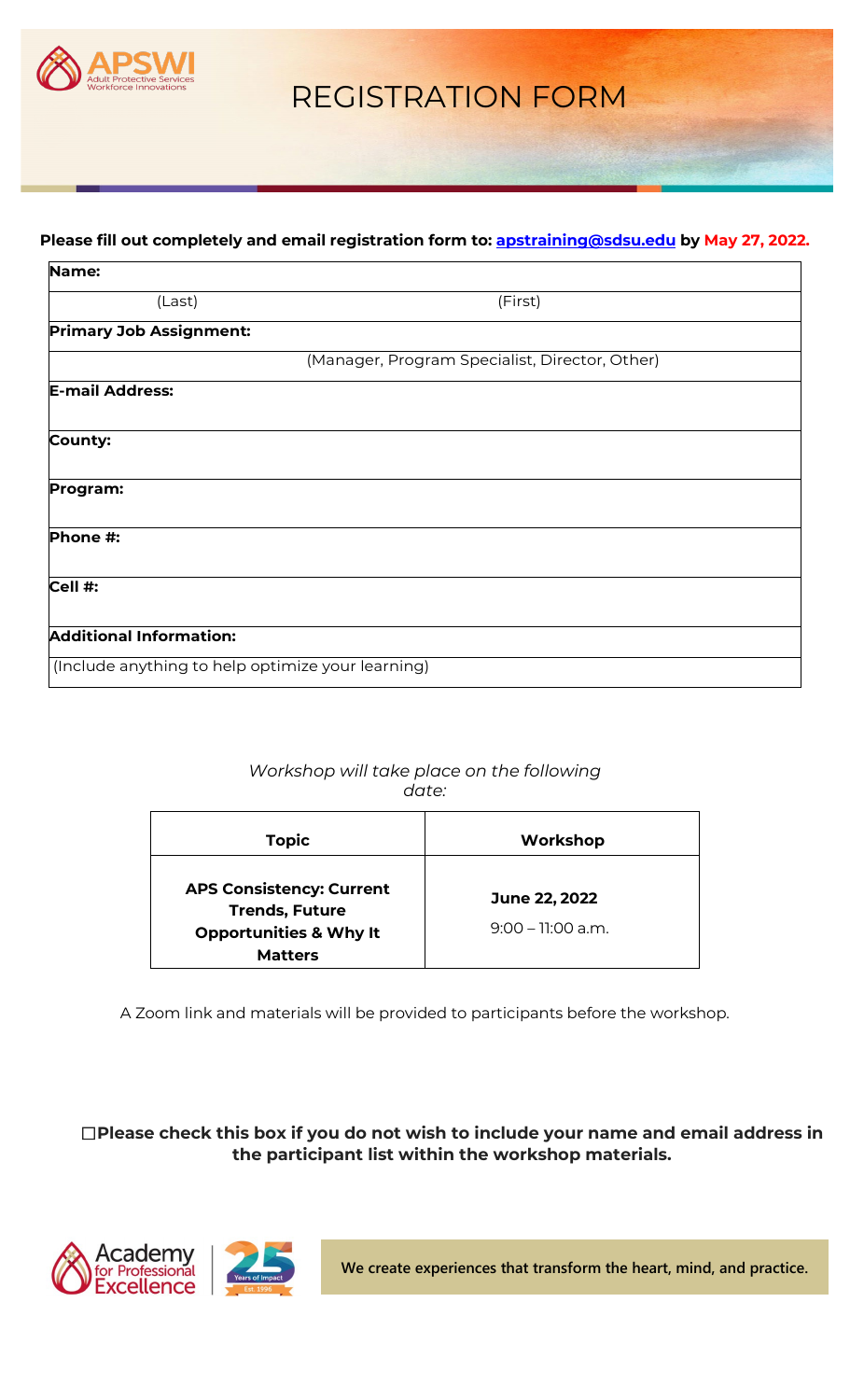# REGISTRATION FORM

**Please fill out completely and email registration form to: [apstraining@sdsu.edu](mailto:apstraining@sdsu.edu) by May 27, 2022.**

| | |
|---|---|
| **Name:** | |
| (Last) | (First) |
| **Primary Job Assignment:** | |
| | (Manager, Program Specialist, Director, Other) |
| **E-mail Address:** | |
| **County:** | |
| **Program:** | |
| **Phone #:** | |
| **Cell #:** | |
| **Additional Information:** | |
| (Include anything to help optimize your learning) | |

*Workshop will take place on the following date:*

| Topic | Workshop |
|---|---|
| **APS Consistency: Current Trends, Future Opportunities & Why It Matters** | **June 22, 2022**<br>9:00 – 11:00 a.m. |

A Zoom link and materials will be provided to participants before the workshop.

☐ **Please check this box if you do not wish to include your name and email address in the participant list within the workshop materials.**

Academy for Professional Excellence

**We create experiences that transform the heart, mind, and practice.**